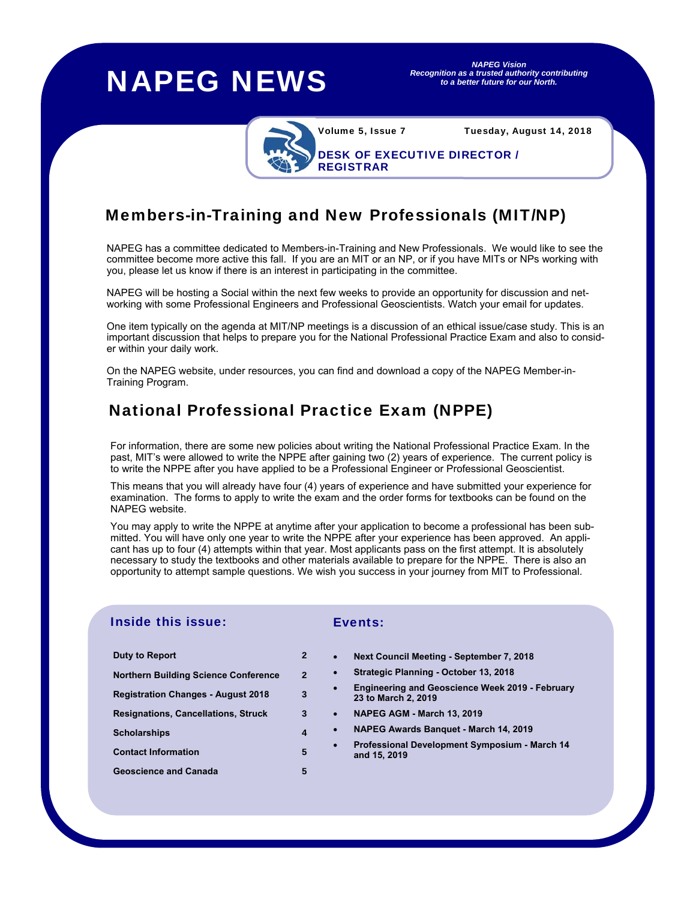# NAPEG NEWS

*NAPEG Vision*
*Recognition as a trusted authority contributing to a better future for our North.*

**Volume 5, Issue 7** — **Tuesday, August 14, 2018**

**DESK OF EXECUTIVE DIRECTOR / REGISTRAR**

## Members-in-Training and New Professionals (MIT/NP)

NAPEG has a committee dedicated to Members-in-Training and New Professionals. We would like to see the committee become more active this fall. If you are an MIT or an NP, or if you have MITs or NPs working with you, please let us know if there is an interest in participating in the committee.

NAPEG will be hosting a Social within the next few weeks to provide an opportunity for discussion and networking with some Professional Engineers and Professional Geoscientists. Watch your email for updates.

One item typically on the agenda at MIT/NP meetings is a discussion of an ethical issue/case study. This is an important discussion that helps to prepare you for the National Professional Practice Exam and also to consider within your daily work.

On the NAPEG website, under resources, you can find and download a copy of the NAPEG Member-in-Training Program.

## National Professional Practice Exam (NPPE)

For information, there are some new policies about writing the National Professional Practice Exam. In the past, MIT's were allowed to write the NPPE after gaining two (2) years of experience. The current policy is to write the NPPE after you have applied to be a Professional Engineer or Professional Geoscientist.

This means that you will already have four (4) years of experience and have submitted your experience for examination. The forms to apply to write the exam and the order forms for textbooks can be found on the NAPEG website.

You may apply to write the NPPE at anytime after your application to become a professional has been submitted. You will have only one year to write the NPPE after your experience has been approved. An applicant has up to four (4) attempts within that year. Most applicants pass on the first attempt. It is absolutely necessary to study the textbooks and other materials available to prepare for the NPPE. There is also an opportunity to attempt sample questions. We wish you success in your journey from MIT to Professional.

### Inside this issue:

| | |
|---|---|
| **Duty to Report** | 2 |
| **Northern Building Science Conference** | 2 |
| **Registration Changes - August 2018** | 3 |
| **Resignations, Cancellations, Struck** | 3 |
| **Scholarships** | 4 |
| **Contact Information** | 5 |
| **Geoscience and Canada** | 5 |

### Events:

- **Next Council Meeting - September 7, 2018**
- **Strategic Planning - October 13, 2018**
- **Engineering and Geoscience Week 2019 - February 23 to March 2, 2019**
- **NAPEG AGM - March 13, 2019**
- **NAPEG Awards Banquet - March 14, 2019**
- **Professional Development Symposium - March 14 and 15, 2019**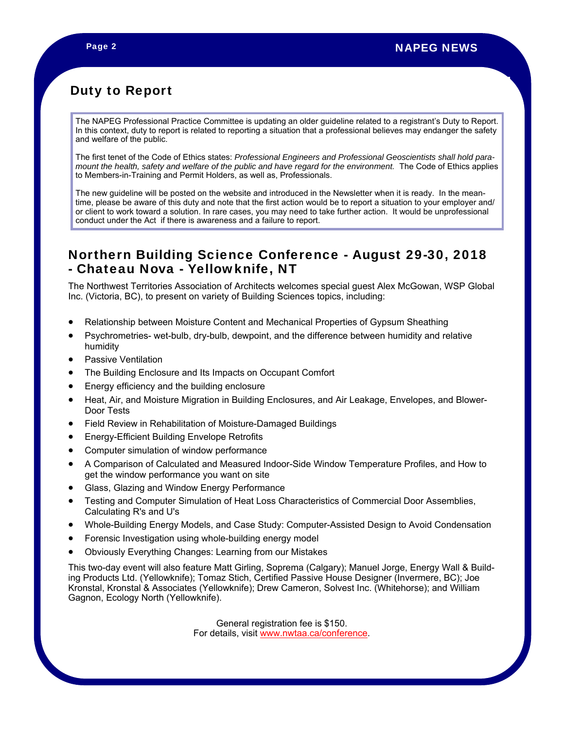## Duty to Report

The NAPEG Professional Practice Committee is updating an older guideline related to a registrant's Duty to Report. In this context, duty to report is related to reporting a situation that a professional believes may endanger the safety and welfare of the public.

The first tenet of the Code of Ethics states: *Professional Engineers and Professional Geoscientists shall hold paramount the health, safety and welfare of the public and have regard for the environment.* The Code of Ethics applies to Members-in-Training and Permit Holders, as well as, Professionals.

The new guideline will be posted on the website and introduced in the Newsletter when it is ready. In the meantime, please be aware of this duty and note that the first action would be to report a situation to your employer and/or client to work toward a solution. In rare cases, you may need to take further action. It would be unprofessional conduct under the Act if there is awareness and a failure to report.

## Northern Building Science Conference - August 29-30, 2018 - Chateau Nova - Yellowknife, NT

The Northwest Territories Association of Architects welcomes special guest Alex McGowan, WSP Global Inc. (Victoria, BC), to present on variety of Building Sciences topics, including:

- Relationship between Moisture Content and Mechanical Properties of Gypsum Sheathing
- Psychrometries- wet-bulb, dry-bulb, dewpoint, and the difference between humidity and relative humidity
- Passive Ventilation
- The Building Enclosure and Its Impacts on Occupant Comfort
- Energy efficiency and the building enclosure
- Heat, Air, and Moisture Migration in Building Enclosures, and Air Leakage, Envelopes, and Blower-Door Tests
- Field Review in Rehabilitation of Moisture-Damaged Buildings
- Energy-Efficient Building Envelope Retrofits
- Computer simulation of window performance
- A Comparison of Calculated and Measured Indoor-Side Window Temperature Profiles, and How to get the window performance you want on site
- Glass, Glazing and Window Energy Performance
- Testing and Computer Simulation of Heat Loss Characteristics of Commercial Door Assemblies, Calculating R's and U's
- Whole-Building Energy Models, and Case Study: Computer-Assisted Design to Avoid Condensation
- Forensic Investigation using whole-building energy model
- Obviously Everything Changes: Learning from our Mistakes

This two-day event will also feature Matt Girling, Soprema (Calgary); Manuel Jorge, Energy Wall & Building Products Ltd. (Yellowknife); Tomaz Stich, Certified Passive House Designer (Invermere, BC); Joe Kronstal, Kronstal & Associates (Yellowknife); Drew Cameron, Solvest Inc. (Whitehorse); and William Gagnon, Ecology North (Yellowknife).

General registration fee is $150.
For details, visit www.nwtaa.ca/conference.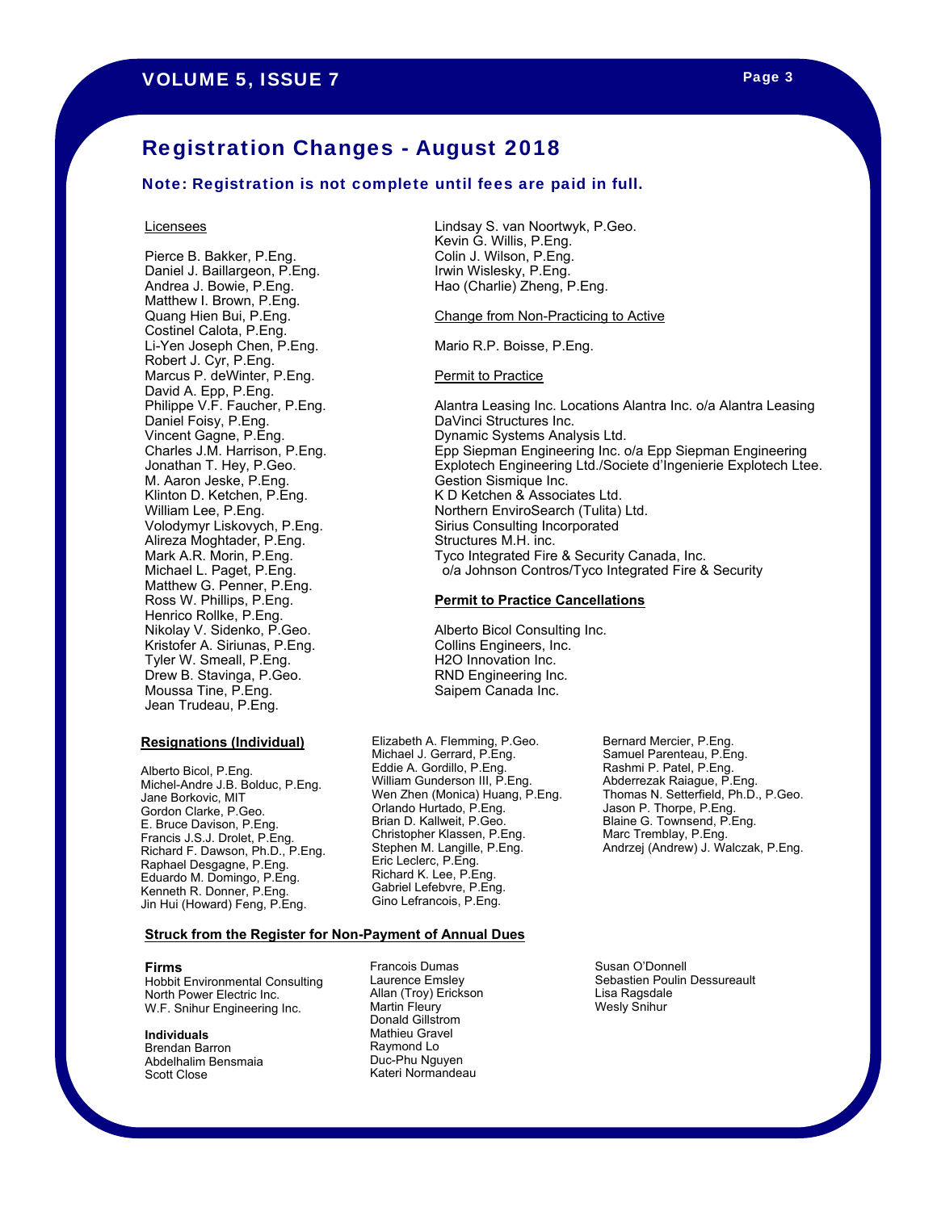## Registration Changes - August 2018

**Note: Registration is not complete until fees are paid in full.**

Licensees

Pierce B. Bakker, P.Eng.
Daniel J. Baillargeon, P.Eng.
Andrea J. Bowie, P.Eng.
Matthew I. Brown, P.Eng.
Quang Hien Bui, P.Eng.
Costinel Calota, P.Eng.
Li-Yen Joseph Chen, P.Eng.
Robert J. Cyr, P.Eng.
Marcus P. deWinter, P.Eng.
David A. Epp, P.Eng.
Philippe V.F. Faucher, P.Eng.
Daniel Foisy, P.Eng.
Vincent Gagne, P.Eng.
Charles J.M. Harrison, P.Eng.
Jonathan T. Hey, P.Geo.
M. Aaron Jeske, P.Eng.
Klinton D. Ketchen, P.Eng.
William Lee, P.Eng.
Volodymyr Liskovych, P.Eng.
Alireza Moghtader, P.Eng.
Mark A.R. Morin, P.Eng.
Michael L. Paget, P.Eng.
Matthew G. Penner, P.Eng.
Ross W. Phillips, P.Eng.
Henrico Rollke, P.Eng.
Nikolay V. Sidenko, P.Geo.
Kristofer A. Siriunas, P.Eng.
Tyler W. Smeall, P.Eng.
Drew B. Stavinga, P.Geo.
Moussa Tine, P.Eng.
Jean Trudeau, P.Eng.
Lindsay S. van Noortwyk, P.Geo.
Kevin G. Willis, P.Eng.
Colin J. Wilson, P.Eng.
Irwin Wislesky, P.Eng.
Hao (Charlie) Zheng, P.Eng.

Change from Non-Practicing to Active

Mario R.P. Boisse, P.Eng.

Permit to Practice

Alantra Leasing Inc. Locations Alantra Inc. o/a Alantra Leasing
DaVinci Structures Inc.
Dynamic Systems Analysis Ltd.
Epp Siepman Engineering Inc. o/a Epp Siepman Engineering
Explotech Engineering Ltd./Societe d'Ingenierie Explotech Ltee.
Gestion Sismique Inc.
K D Ketchen & Associates Ltd.
Northern EnviroSearch (Tulita) Ltd.
Sirius Consulting Incorporated
Structures M.H. inc.
Tyco Integrated Fire & Security Canada, Inc.
o/a Johnson Contros/Tyco Integrated Fire & Security

**Permit to Practice Cancellations**

Alberto Bicol Consulting Inc.
Collins Engineers, Inc.
H2O Innovation Inc.
RND Engineering Inc.
Saipem Canada Inc.

**Resignations (Individual)**

Alberto Bicol, P.Eng.
Michel-Andre J.B. Bolduc, P.Eng.
Jane Borkovic, MIT
Gordon Clarke, P.Geo.
E. Bruce Davison, P.Eng.
Francis J.S.J. Drolet, P.Eng.
Richard F. Dawson, Ph.D., P.Eng.
Raphael Desgagne, P.Eng.
Eduardo M. Domingo, P.Eng.
Kenneth R. Donner, P.Eng.
Jin Hui (Howard) Feng, P.Eng.
Elizabeth A. Flemming, P.Geo.
Michael J. Gerrard, P.Eng.
Eddie A. Gordillo, P.Eng.
William Gunderson III, P.Eng.
Wen Zhen (Monica) Huang, P.Eng.
Orlando Hurtado, P.Eng.
Brian D. Kallweit, P.Geo.
Christopher Klassen, P.Eng.
Stephen M. Langille, P.Eng.
Eric Leclerc, P.Eng.
Richard K. Lee, P.Eng.
Gabriel Lefebvre, P.Eng.
Gino Lefrancois, P.Eng.
Bernard Mercier, P.Eng.
Samuel Parenteau, P.Eng.
Rashmi P. Patel, P.Eng.
Abderrezak Raiague, P.Eng.
Thomas N. Setterfield, Ph.D., P.Geo.
Jason P. Thorpe, P.Eng.
Blaine G. Townsend, P.Eng.
Marc Tremblay, P.Eng.
Andrzej (Andrew) J. Walczak, P.Eng.

**Struck from the Register for Non-Payment of Annual Dues**

**Firms**
Hobbit Environmental Consulting
North Power Electric Inc.
W.F. Snihur Engineering Inc.

**Individuals**
Brendan Barron
Abdelhalim Bensmaia
Scott Close
Francois Dumas
Laurence Emsley
Allan (Troy) Erickson
Martin Fleury
Donald Gillstrom
Mathieu Gravel
Raymond Lo
Duc-Phu Nguyen
Kateri Normandeau
Susan O'Donnell
Sebastien Poulin Dessureault
Lisa Ragsdale
Wesly Snihur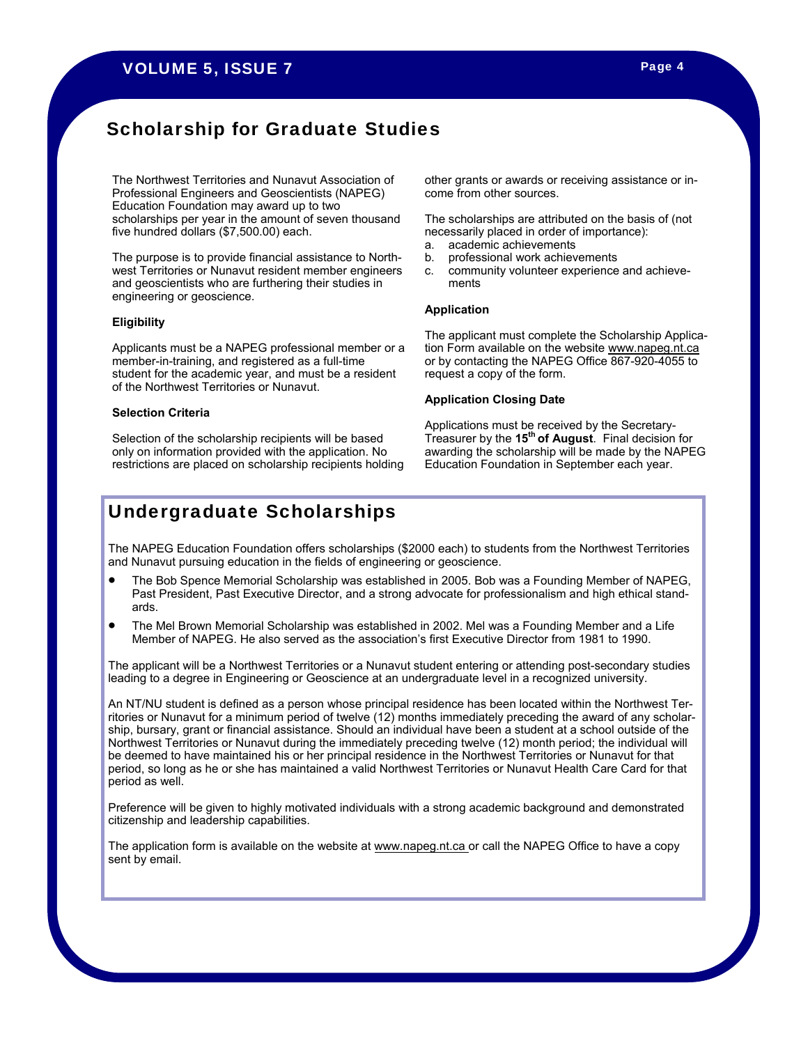## Scholarship for Graduate Studies

The Northwest Territories and Nunavut Association of Professional Engineers and Geoscientists (NAPEG) Education Foundation may award up to two scholarships per year in the amount of seven thousand five hundred dollars ($7,500.00) each.

The purpose is to provide financial assistance to Northwest Territories or Nunavut resident member engineers and geoscientists who are furthering their studies in engineering or geoscience.

**Eligibility**

Applicants must be a NAPEG professional member or a member-in-training, and registered as a full-time student for the academic year, and must be a resident of the Northwest Territories or Nunavut.

**Selection Criteria**

Selection of the scholarship recipients will be based only on information provided with the application. No restrictions are placed on scholarship recipients holding other grants or awards or receiving assistance or income from other sources.

The scholarships are attributed on the basis of (not necessarily placed in order of importance):

a. academic achievements
b. professional work achievements
c. community volunteer experience and achievements

**Application**

The applicant must complete the Scholarship Application Form available on the website www.napeg.nt.ca or by contacting the NAPEG Office 867-920-4055 to request a copy of the form.

**Application Closing Date**

Applications must be received by the Secretary-Treasurer by the **15th of August**. Final decision for awarding the scholarship will be made by the NAPEG Education Foundation in September each year.

## Undergraduate Scholarships

The NAPEG Education Foundation offers scholarships ($2000 each) to students from the Northwest Territories and Nunavut pursuing education in the fields of engineering or geoscience.

- The Bob Spence Memorial Scholarship was established in 2005. Bob was a Founding Member of NAPEG, Past President, Past Executive Director, and a strong advocate for professionalism and high ethical standards.
- The Mel Brown Memorial Scholarship was established in 2002. Mel was a Founding Member and a Life Member of NAPEG. He also served as the association's first Executive Director from 1981 to 1990.

The applicant will be a Northwest Territories or a Nunavut student entering or attending post-secondary studies leading to a degree in Engineering or Geoscience at an undergraduate level in a recognized university.

An NT/NU student is defined as a person whose principal residence has been located within the Northwest Territories or Nunavut for a minimum period of twelve (12) months immediately preceding the award of any scholarship, bursary, grant or financial assistance. Should an individual have been a student at a school outside of the Northwest Territories or Nunavut during the immediately preceding twelve (12) month period; the individual will be deemed to have maintained his or her principal residence in the Northwest Territories or Nunavut for that period, so long as he or she has maintained a valid Northwest Territories or Nunavut Health Care Card for that period as well.

Preference will be given to highly motivated individuals with a strong academic background and demonstrated citizenship and leadership capabilities.

The application form is available on the website at www.napeg.nt.ca or call the NAPEG Office to have a copy sent by email.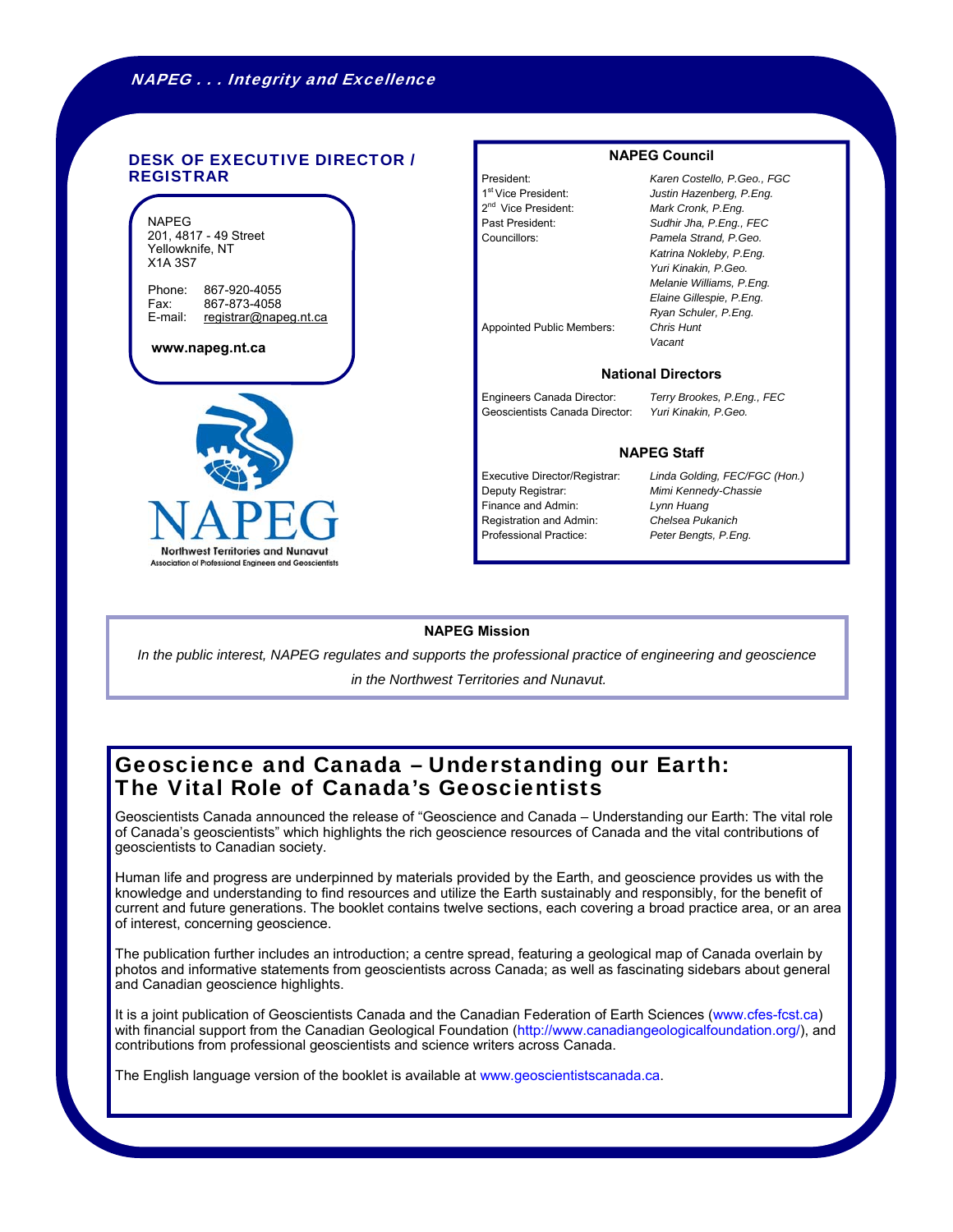NAPEG . . . Integrity and Excellence

## DESK OF EXECUTIVE DIRECTOR / REGISTRAR

NAPEG
201, 4817 - 49 Street
Yellowknife, NT
X1A 3S7

Phone: 867-920-4055
Fax: 867-873-4058
E-mail: registrar@napeg.nt.ca

**www.napeg.nt.ca**

NAPEG
Northwest Territories and Nunavut
Association of Professional Engineers and Geoscientists

### NAPEG Council

| | |
|---|---|
| President: | *Karen Costello, P.Geo., FGC* |
| 1st Vice President: | *Justin Hazenberg, P.Eng.* |
| 2nd Vice President: | *Mark Cronk, P.Eng.* |
| Past President: | *Sudhir Jha, P.Eng., FEC* |
| Councillors: | *Pamela Strand, P.Geo.* |
| | *Katrina Nokleby, P.Eng.* |
| | *Yuri Kinakin, P.Geo.* |
| | *Melanie Williams, P.Eng.* |
| | *Elaine Gillespie, P.Eng.* |
| | *Ryan Schuler, P.Eng.* |
| Appointed Public Members: | *Chris Hunt* |
| | *Vacant* |

### National Directors

| | |
|---|---|
| Engineers Canada Director: | *Terry Brookes, P.Eng., FEC* |
| Geoscientists Canada Director: | *Yuri Kinakin, P.Geo.* |

### NAPEG Staff

| | |
|---|---|
| Executive Director/Registrar: | *Linda Golding, FEC/FGC (Hon.)* |
| Deputy Registrar: | *Mimi Kennedy-Chassie* |
| Finance and Admin: | *Lynn Huang* |
| Registration and Admin: | *Chelsea Pukanich* |
| Professional Practice: | *Peter Bengts, P.Eng.* |

**NAPEG Mission**

*In the public interest, NAPEG regulates and supports the professional practice of engineering and geoscience in the Northwest Territories and Nunavut.*

## Geoscience and Canada – Understanding our Earth: The Vital Role of Canada's Geoscientists

Geoscientists Canada announced the release of "Geoscience and Canada – Understanding our Earth: The vital role of Canada's geoscientists" which highlights the rich geoscience resources of Canada and the vital contributions of geoscientists to Canadian society.

Human life and progress are underpinned by materials provided by the Earth, and geoscience provides us with the knowledge and understanding to find resources and utilize the Earth sustainably and responsibly, for the benefit of current and future generations. The booklet contains twelve sections, each covering a broad practice area, or an area of interest, concerning geoscience.

The publication further includes an introduction; a centre spread, featuring a geological map of Canada overlain by photos and informative statements from geoscientists across Canada; as well as fascinating sidebars about general and Canadian geoscience highlights.

It is a joint publication of Geoscientists Canada and the Canadian Federation of Earth Sciences (www.cfes-fcst.ca) with financial support from the Canadian Geological Foundation (http://www.canadiangeologicalfoundation.org/), and contributions from professional geoscientists and science writers across Canada.

The English language version of the booklet is available at www.geoscientistscanada.ca.